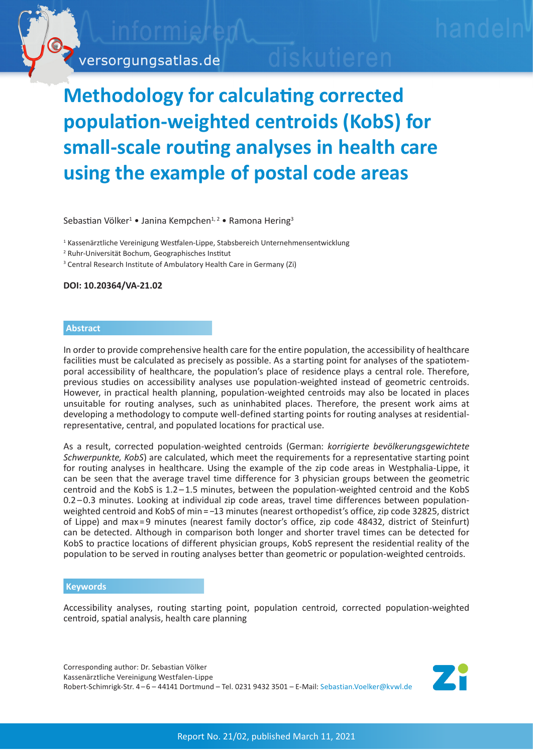# Methodology for calculating corrected population-weighted centroids (KobS) for small-scale routing analyses in health care using the example of postal code areas

Sebastian Völker[1] • Janina Kempchen[1, 2] • Ramona Hering[3]

[1] Kassenärztliche Vereinigung Westfalen-Lippe, Stabsbereich Unternehmensentwicklung
[2] Ruhr-Universität Bochum, Geographisches Institut
[3] Central Research Institute of Ambulatory Health Care in Germany (Zi)

**DOI: 10.20364/VA-21.02**

## Abstract

In order to provide comprehensive health care for the entire population, the accessibility of healthcare facilities must be calculated as precisely as possible. As a starting point for analyses of the spatiotemporal accessibility of healthcare, the population's place of residence plays a central role. Therefore, previous studies on accessibility analyses use population-weighted instead of geometric centroids. However, in practical health planning, population-weighted centroids may also be located in places unsuitable for routing analyses, such as uninhabited places. Therefore, the present work aims at developing a methodology to compute well-defined starting points for routing analyses at residential-representative, central, and populated locations for practical use.

As a result, corrected population-weighted centroids (German: *korrigierte bevölkerungsgewichtete Schwerpunkte, KobS*) are calculated, which meet the requirements for a representative starting point for routing analyses in healthcare. Using the example of the zip code areas in Westphalia-Lippe, it can be seen that the average travel time difference for 3 physician groups between the geometric centroid and the KobS is 1.2 – 1.5 minutes, between the population-weighted centroid and the KobS 0.2 – 0.3 minutes. Looking at individual zip code areas, travel time differences between population-weighted centroid and KobS of min = –13 minutes (nearest orthopedist's office, zip code 32825, district of Lippe) and max = 9 minutes (nearest family doctor's office, zip code 48432, district of Steinfurt) can be detected. Although in comparison both longer and shorter travel times can be detected for KobS to practice locations of different physician groups, KobS represent the residential reality of the population to be served in routing analyses better than geometric or population-weighted centroids.

## Keywords

Accessibility analyses, routing starting point, population centroid, corrected population-weighted centroid, spatial analysis, health care planning

Corresponding author: Dr. Sebastian Völker
Kassenärztliche Vereinigung Westfalen-Lippe
Robert-Schimrigk-Str. 4 – 6 – 44141 Dortmund – Tel. 0231 9432 3501 – E-Mail: Sebastian.Voelker@kvwl.de

Report No. 21/02, published March 11, 2021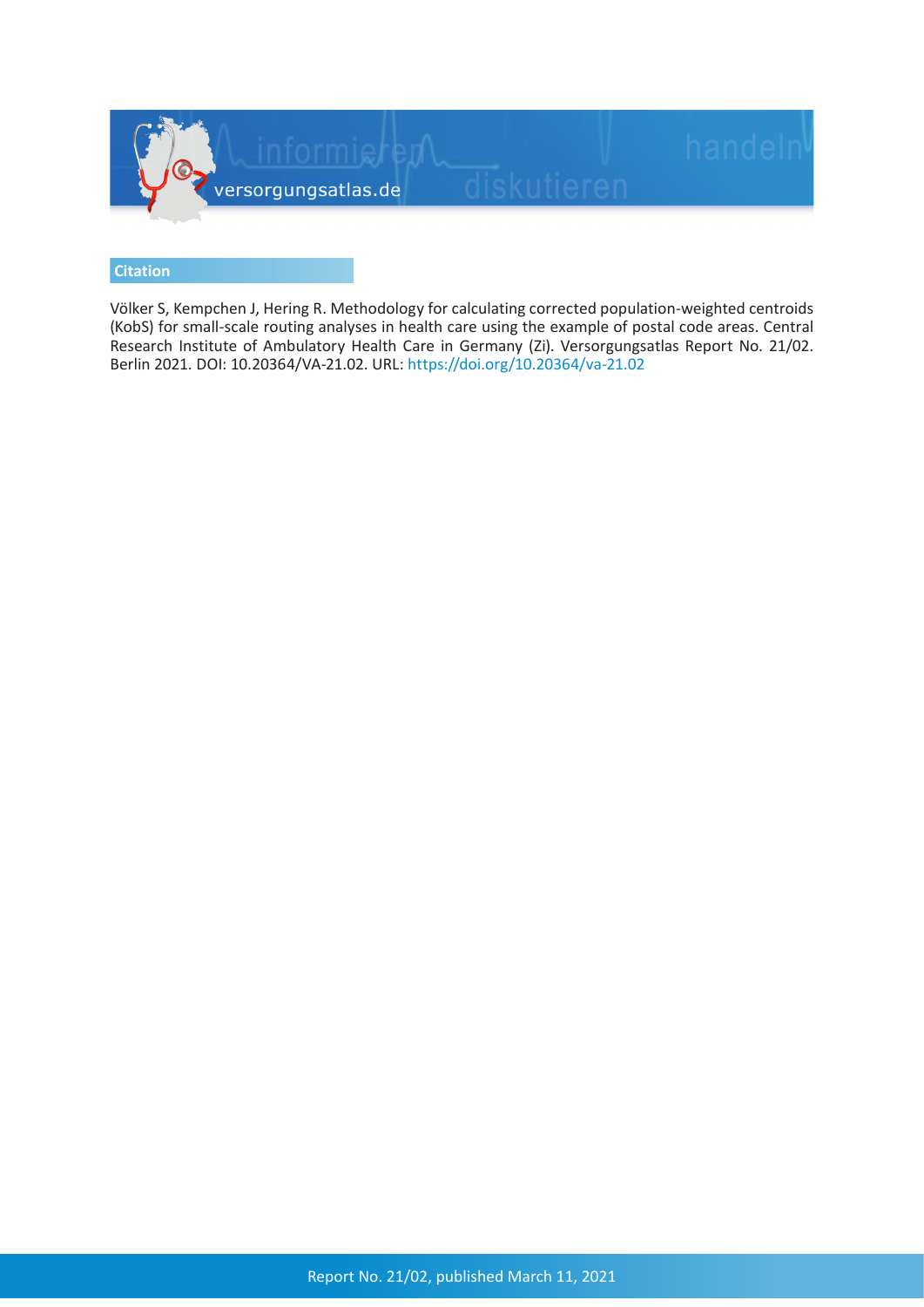## Citation

Völker S, Kempchen J, Hering R. Methodology for calculating corrected population-weighted centroids (KobS) for small-scale routing analyses in health care using the example of postal code areas. Central Research Institute of Ambulatory Health Care in Germany (Zi). Versorgungsatlas Report No. 21/02. Berlin 2021. DOI: 10.20364/VA-21.02. URL: https://doi.org/10.20364/va-21.02

Report No. 21/02, published March 11, 2021